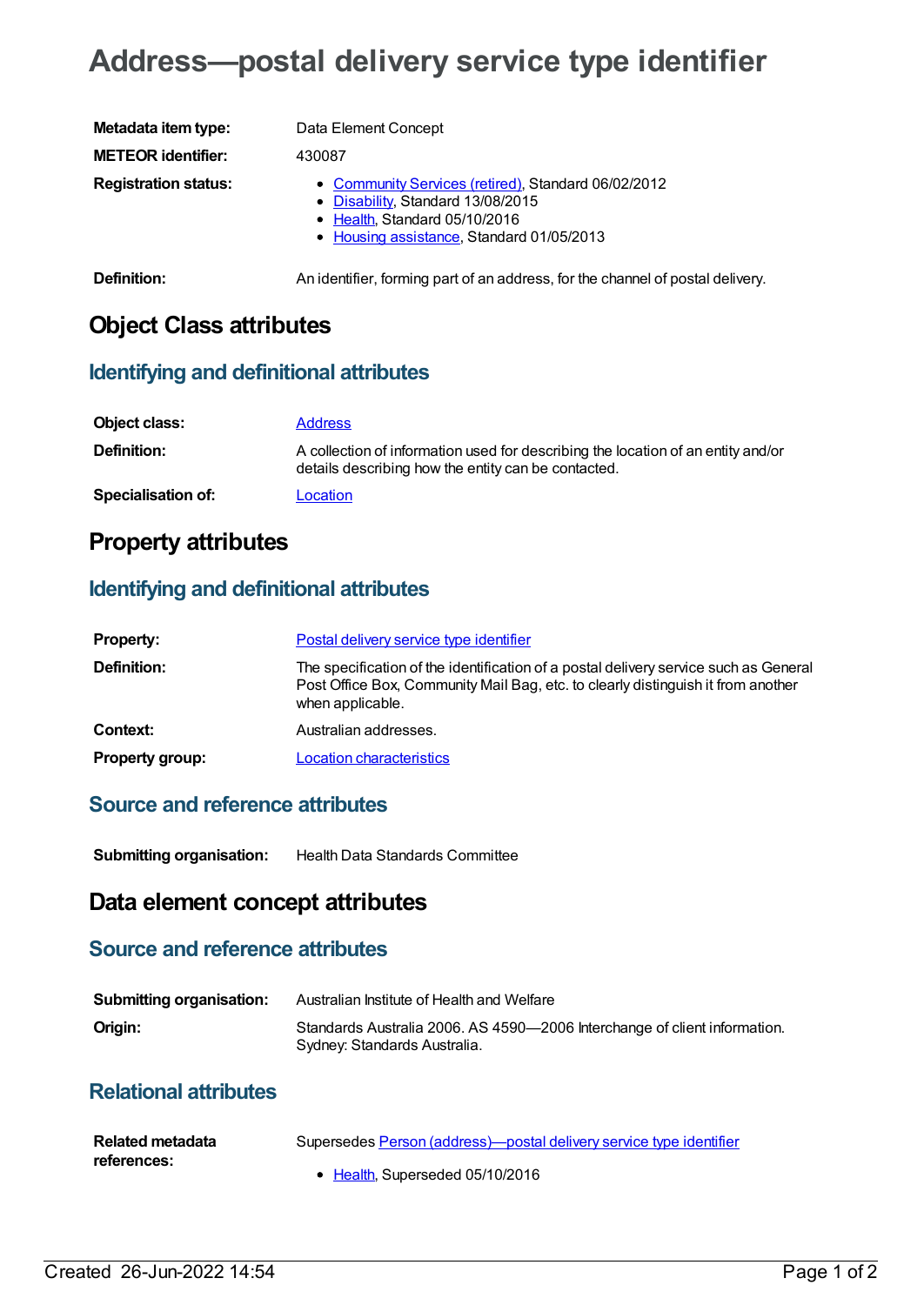# Address—postal delivery service type identifier

| | |
|---|---|
| **Metadata item type:** | Data Element Concept |
| **METEOR identifier:** | 430087 |
| **Registration status:** | • Community Services (retired), Standard 06/02/2012<br>• Disability, Standard 13/08/2015<br>• Health, Standard 05/10/2016<br>• Housing assistance, Standard 01/05/2013 |
| **Definition:** | An identifier, forming part of an address, for the channel of postal delivery. |

## Object Class attributes

### Identifying and definitional attributes

| | |
|---|---|
| **Object class:** | Address |
| **Definition:** | A collection of information used for describing the location of an entity and/or details describing how the entity can be contacted. |
| **Specialisation of:** | Location |

## Property attributes

### Identifying and definitional attributes

| | |
|---|---|
| **Property:** | Postal delivery service type identifier |
| **Definition:** | The specification of the identification of a postal delivery service such as General Post Office Box, Community Mail Bag, etc. to clearly distinguish it from another when applicable. |
| **Context:** | Australian addresses. |
| **Property group:** | Location characteristics |

### Source and reference attributes

| | |
|---|---|
| **Submitting organisation:** | Health Data Standards Committee |

## Data element concept attributes

### Source and reference attributes

| | |
|---|---|
| **Submitting organisation:** | Australian Institute of Health and Welfare |
| **Origin:** | Standards Australia 2006. AS 4590—2006 Interchange of client information. Sydney: Standards Australia. |

### Relational attributes

| | |
|---|---|
| **Related metadata references:** | Supersedes Person (address)—postal delivery service type identifier<br>• Health, Superseded 05/10/2016 |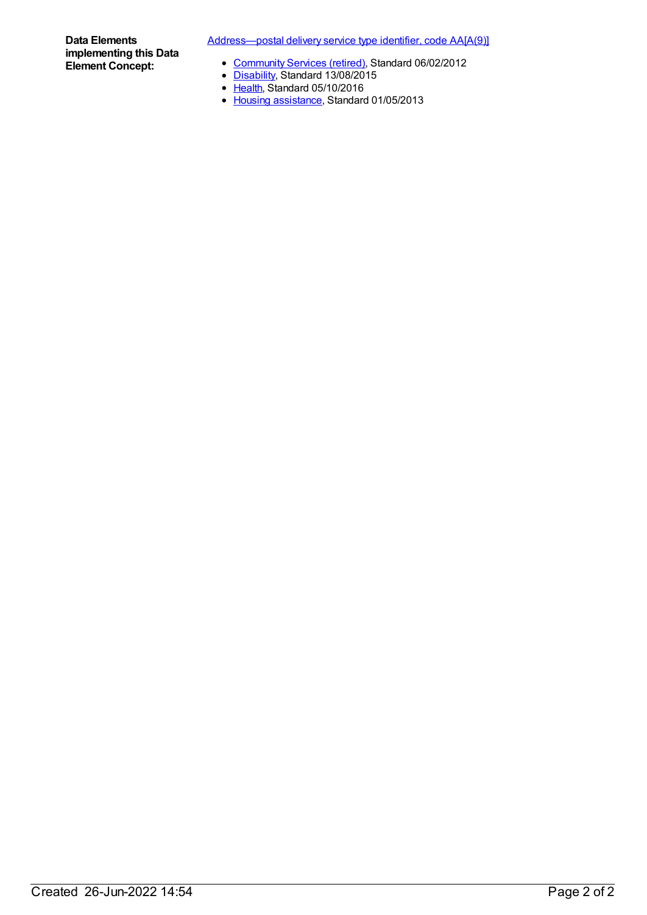**Data Elements implementing this Data Element Concept:**

Address—postal delivery service type identifier, code AA[A(9)]

- Community Services (retired), Standard 06/02/2012
- Disability, Standard 13/08/2015
- Health, Standard 05/10/2016
- Housing assistance, Standard 01/05/2013